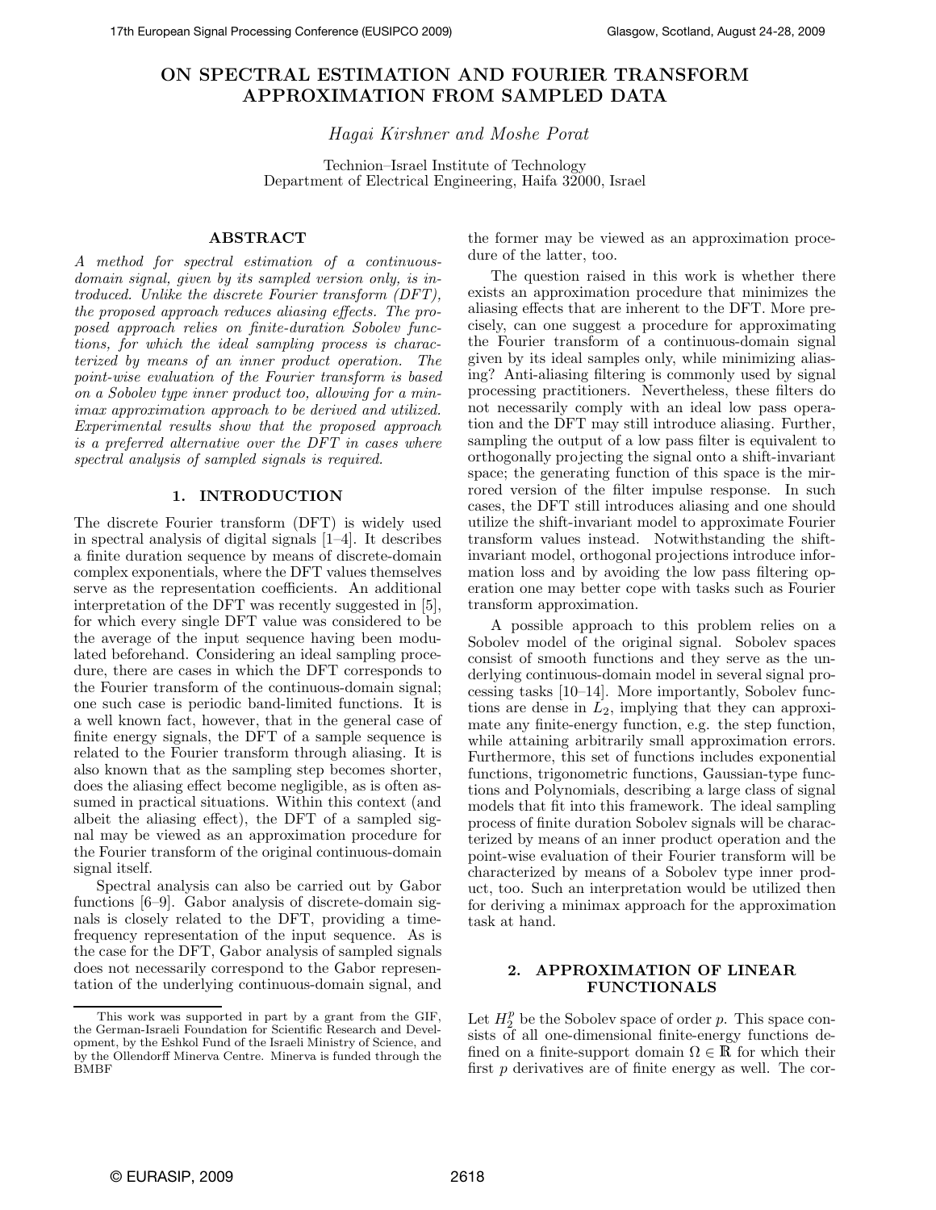# ON SPECTRAL ESTIMATION AND FOURIER TRANSFORM APPROXIMATION FROM SAMPLED DATA

*Hagai Kirshner and Moshe Porat*

Technion–Israel Institute of Technology
Department of Electrical Engineering, Haifa 32000, Israel

## ABSTRACT

*A method for spectral estimation of a continuous-domain signal, given by its sampled version only, is introduced. Unlike the discrete Fourier transform (DFT), the proposed approach reduces aliasing effects. The proposed approach relies on finite-duration Sobolev functions, for which the ideal sampling process is characterized by means of an inner product operation. The point-wise evaluation of the Fourier transform is based on a Sobolev type inner product too, allowing for a minimax approximation approach to be derived and utilized. Experimental results show that the proposed approach is a preferred alternative over the DFT in cases where spectral analysis of sampled signals is required.*

## 1. INTRODUCTION

The discrete Fourier transform (DFT) is widely used in spectral analysis of digital signals [1–4]. It describes a finite duration sequence by means of discrete-domain complex exponentials, where the DFT values themselves serve as the representation coefficients. An additional interpretation of the DFT was recently suggested in [5], for which every single DFT value was considered to be the average of the input sequence having been modulated beforehand. Considering an ideal sampling procedure, there are cases in which the DFT corresponds to the Fourier transform of the continuous-domain signal; one such case is periodic band-limited functions. It is a well known fact, however, that in the general case of finite energy signals, the DFT of a sample sequence is related to the Fourier transform through aliasing. It is also known that as the sampling step becomes shorter, does the aliasing effect become negligible, as is often assumed in practical situations. Within this context (and albeit the aliasing effect), the DFT of a sampled signal may be viewed as an approximation procedure for the Fourier transform of the original continuous-domain signal itself.

Spectral analysis can also be carried out by Gabor functions [6–9]. Gabor analysis of discrete-domain signals is closely related to the DFT, providing a time-frequency representation of the input sequence. As is the case for the DFT, Gabor analysis of sampled signals does not necessarily correspond to the Gabor representation of the underlying continuous-domain signal, and the former may be viewed as an approximation procedure of the latter, too.

The question raised in this work is whether there exists an approximation procedure that minimizes the aliasing effects that are inherent to the DFT. More precisely, can one suggest a procedure for approximating the Fourier transform of a continuous-domain signal given by its ideal samples only, while minimizing aliasing? Anti-aliasing filtering is commonly used by signal processing practitioners. Nevertheless, these filters do not necessarily comply with an ideal low pass operation and the DFT may still introduce aliasing. Further, sampling the output of a low pass filter is equivalent to orthogonally projecting the signal onto a shift-invariant space; the generating function of this space is the mirrored version of the filter impulse response. In such cases, the DFT still introduces aliasing and one should utilize the shift-invariant model to approximate Fourier transform values instead. Notwithstanding the shift-invariant model, orthogonal projections introduce information loss and by avoiding the low pass filtering operation one may better cope with tasks such as Fourier transform approximation.

A possible approach to this problem relies on a Sobolev model of the original signal. Sobolev spaces consist of smooth functions and they serve as the underlying continuous-domain model in several signal processing tasks [10–14]. More importantly, Sobolev functions are dense in $L_2$, implying that they can approximate any finite-energy function, e.g. the step function, while attaining arbitrarily small approximation errors. Furthermore, this set of functions includes exponential functions, trigonometric functions, Gaussian-type functions and Polynomials, describing a large class of signal models that fit into this framework. The ideal sampling process of finite duration Sobolev signals will be characterized by means of an inner product operation and the point-wise evaluation of their Fourier transform will be characterized by means of a Sobolev type inner product, too. Such an interpretation would be utilized then for deriving a minimax approach for the approximation task at hand.

## 2. APPROXIMATION OF LINEAR FUNCTIONALS

Let $H_2^p$ be the Sobolev space of order $p$. This space consists of all one-dimensional finite-energy functions defined on a finite-support domain $\Omega \in \mathbb{R}$ for which their first $p$ derivatives are of finite energy as well. The cor-

This work was supported in part by a grant from the GIF, the German-Israeli Foundation for Scientific Research and Development, by the Eshkol Fund of the Israeli Ministry of Science, and by the Ollendorff Minerva Centre. Minerva is funded through the BMBF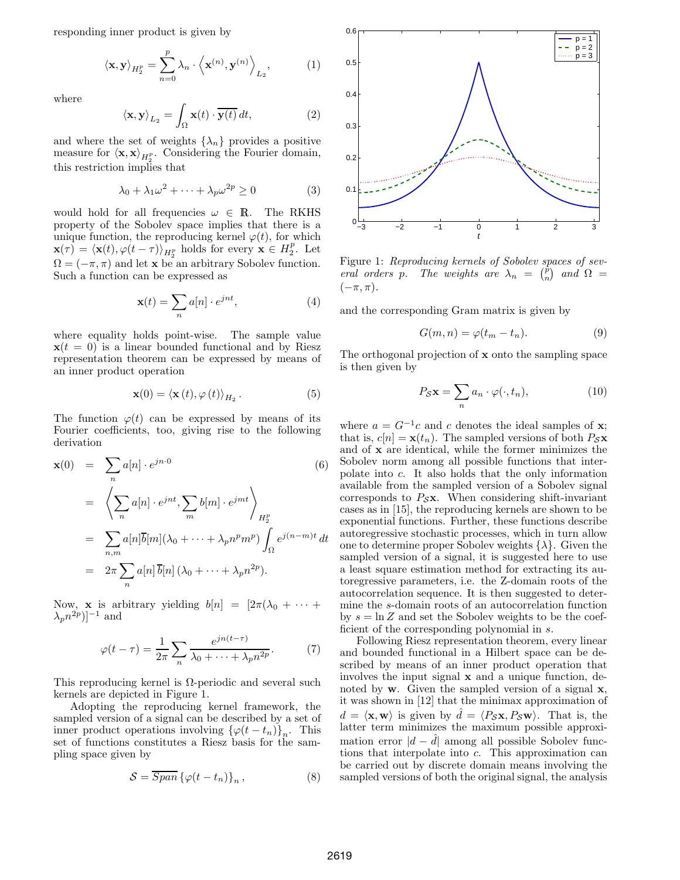responding inner product is given by

$$\langle \mathbf{x}, \mathbf{y} \rangle_{H_2^p} = \sum_{n=0}^{p} \lambda_n \cdot \left\langle \mathbf{x}^{(n)}, \mathbf{y}^{(n)} \right\rangle_{L_2}, \tag{1}$$

where

$$\langle \mathbf{x}, \mathbf{y} \rangle_{L_2} = \int_{\Omega} \mathbf{x}(t) \cdot \overline{\mathbf{y}(t)}\, dt, \tag{2}$$

and where the set of weights $\{\lambda_n\}$ provides a positive measure for $\langle \mathbf{x}, \mathbf{x} \rangle_{H_2^p}$. Considering the Fourier domain, this restriction implies that

$$\lambda_0 + \lambda_1 \omega^2 + \cdots + \lambda_p \omega^{2p} \geq 0 \tag{3}$$

would hold for all frequencies $\omega \in \mathbb{R}$. The RKHS property of the Sobolev space implies that there is a unique function, the reproducing kernel $\varphi(t)$, for which $\mathbf{x}(\tau) = \langle \mathbf{x}(t), \varphi(t-\tau) \rangle_{H_2^p}$ holds for every $\mathbf{x} \in H_2^p$. Let $\Omega = (-\pi, \pi)$ and let $\mathbf{x}$ be an arbitrary Sobolev function. Such a function can be expressed as

$$\mathbf{x}(t) = \sum_n a[n] \cdot e^{jnt}, \tag{4}$$

where equality holds point-wise. The sample value $\mathbf{x}(t=0)$ is a linear bounded functional and by Riesz representation theorem can be expressed by means of an inner product operation

$$\mathbf{x}(0) = \langle \mathbf{x}(t), \varphi(t) \rangle_{H_2}. \tag{5}$$

The function $\varphi(t)$ can be expressed by means of its Fourier coefficients, too, giving rise to the following derivation

$$\begin{aligned}
\mathbf{x}(0) &= \sum_n a[n] \cdot e^{jn \cdot 0} \qquad\qquad (6)\\
&= \left\langle \sum_n a[n] \cdot e^{jnt}, \sum_m b[m] \cdot e^{jmt} \right\rangle_{H_2^p} \\
&= \sum_{n,m} a[n] \overline{b}[m] (\lambda_0 + \cdots + \lambda_p n^p m^p) \int_{\Omega} e^{j(n-m)t}\, dt \\
&= 2\pi \sum_n a[n]\, \overline{b}[n]\, (\lambda_0 + \cdots + \lambda_p n^{2p}).
\end{aligned}$$

Now, $\mathbf{x}$ is arbitrary yielding $b[n] = [2\pi(\lambda_0 + \cdots + \lambda_p n^{2p})]^{-1}$ and

$$\varphi(t-\tau) = \frac{1}{2\pi} \sum_n \frac{e^{jn(t-\tau)}}{\lambda_0 + \cdots + \lambda_p n^{2p}}. \tag{7}$$

This reproducing kernel is $\Omega$-periodic and several such kernels are depicted in Figure 1.

Adopting the reproducing kernel framework, the sampled version of a signal can be described by a set of inner product operations involving $\{\varphi(t-t_n)\}_n$. This set of functions constitutes a Riesz basis for the sampling space given by

$$\mathcal{S} = \overline{Span} \{\varphi(t - t_n)\}_n, \tag{8}$$

Figure 1: *Reproducing kernels of Sobolev spaces of several orders p. The weights are* $\lambda_n = \binom{p}{n}$ *and* $\Omega = (-\pi, \pi)$.

and the corresponding Gram matrix is given by

$$G(m, n) = \varphi(t_m - t_n). \tag{9}$$

The orthogonal projection of $\mathbf{x}$ onto the sampling space is then given by

$$P_{\mathcal{S}} \mathbf{x} = \sum_n a_n \cdot \varphi(\cdot, t_n), \tag{10}$$

where $a = G^{-1}c$ and $c$ denotes the ideal samples of $\mathbf{x}$; that is, $c[n] = \mathbf{x}(t_n)$. The sampled versions of both $P_{\mathcal{S}}\mathbf{x}$ and of $\mathbf{x}$ are identical, while the former minimizes the Sobolev norm among all possible functions that interpolate into $c$. It also holds that the only information available from the sampled version of a Sobolev signal corresponds to $P_{\mathcal{S}}\mathbf{x}$. When considering shift-invariant cases as in [15], the reproducing kernels are shown to be exponential functions. Further, these functions describe autoregressive stochastic processes, which in turn allow one to determine proper Sobolev weights $\{\lambda\}$. Given the sampled version of a signal, it is suggested here to use a least square estimation method for extracting its autoregressive parameters, i.e. the Z-domain roots of the autocorrelation sequence. It is then suggested to determine the $s$-domain roots of an autocorrelation function by $s = \ln Z$ and set the Sobolev weights to be the coefficient of the corresponding polynomial in $s$.

Following Riesz representation theorem, every linear and bounded functional in a Hilbert space can be described by means of an inner product operation that involves the input signal $\mathbf{x}$ and a unique function, denoted by $\mathbf{w}$. Given the sampled version of a signal $\mathbf{x}$, it was shown in [12] that the minimax approximation of $d = \langle \mathbf{x}, \mathbf{w} \rangle$ is given by $\hat{d} = \langle P_{\mathcal{S}}\mathbf{x}, P_{\mathcal{S}}\mathbf{w} \rangle$. That is, the latter term minimizes the maximum possible approximation error $|d - \hat{d}|$ among all possible Sobolev functions that interpolate into $c$. This approximation can be carried out by discrete domain means involving the sampled versions of both the original signal, the analysis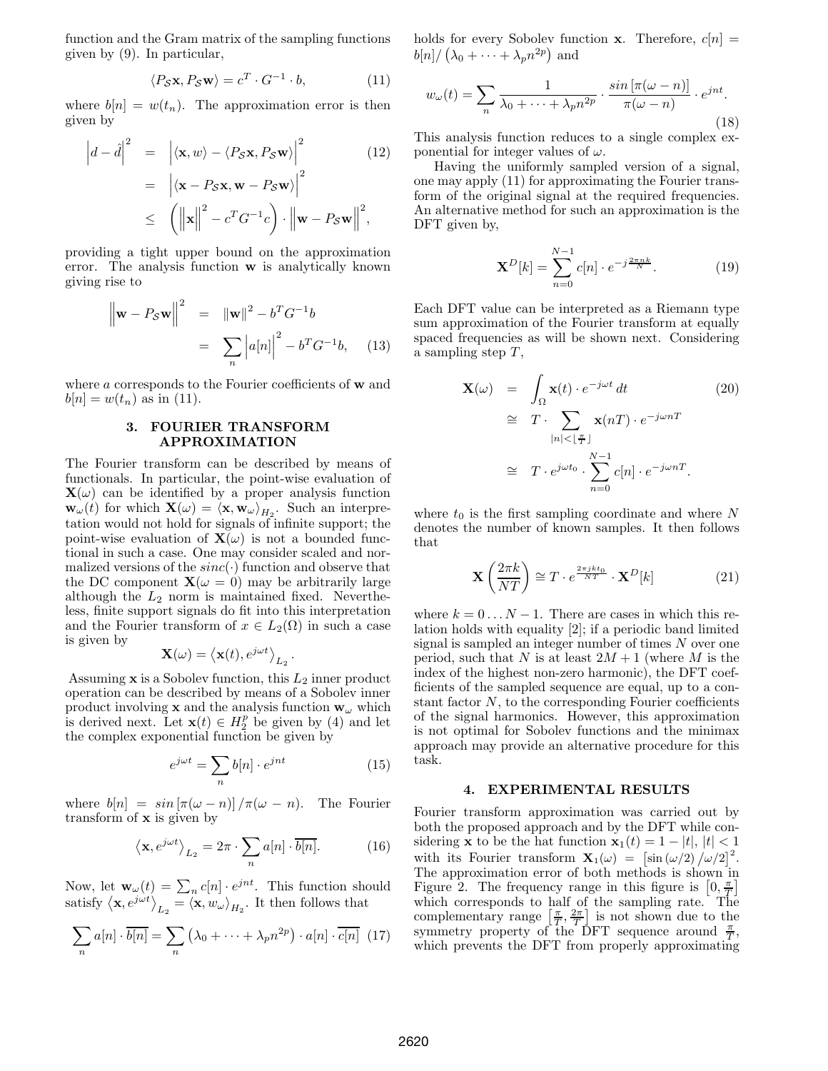function and the Gram matrix of the sampling functions given by (9). In particular,

$$\langle P_{\mathcal{S}}\mathbf{x}, P_{\mathcal{S}}\mathbf{w}\rangle = c^T \cdot G^{-1} \cdot b, \tag{11}$$

where $b[n] = w(t_n)$. The approximation error is then given by

$$\begin{aligned}
\left|d - \hat{d}\right|^2 &= \left|\langle \mathbf{x}, w\rangle - \langle P_{\mathcal{S}}\mathbf{x}, P_{\mathcal{S}}\mathbf{w}\rangle\right|^2 \qquad (12)\\
&= \left|\langle \mathbf{x} - P_{\mathcal{S}}\mathbf{x}, \mathbf{w} - P_{\mathcal{S}}\mathbf{w}\rangle\right|^2\\
&\leq \left(\left\|\mathbf{x}\right\|^2 - c^T G^{-1} c\right) \cdot \left\|\mathbf{w} - P_{\mathcal{S}}\mathbf{w}\right\|^2,
\end{aligned}$$

providing a tight upper bound on the approximation error. The analysis function $\mathbf{w}$ is analytically known giving rise to

$$\begin{aligned}
\left\|\mathbf{w} - P_{\mathcal{S}}\mathbf{w}\right\|^2 &= \|\mathbf{w}\|^2 - b^T G^{-1} b\\
&= \sum_n \left|a[n]\right|^2 - b^T G^{-1} b, \qquad (13)
\end{aligned}$$

where $a$ corresponds to the Fourier coefficients of $\mathbf{w}$ and $b[n] = w(t_n)$ as in (11).

## 3. FOURIER TRANSFORM APPROXIMATION

The Fourier transform can be described by means of functionals. In particular, the point-wise evaluation of $\mathbf{X}(\omega)$ can be identified by a proper analysis function $\mathbf{w}_\omega(t)$ for which $\mathbf{X}(\omega) = \langle \mathbf{x}, \mathbf{w}_\omega\rangle_{H_2}$. Such an interpretation would not hold for signals of infinite support; the point-wise evaluation of $\mathbf{X}(\omega)$ is not a bounded functional in such a case. One may consider scaled and normalized versions of the $sinc(\cdot)$ function and observe that the DC component $\mathbf{X}(\omega = 0)$ may be arbitrarily large although the $L_2$ norm is maintained fixed. Nevertheless, finite support signals do fit into this interpretation and the Fourier transform of $x \in L_2(\Omega)$ in such a case is given by

$$\mathbf{X}(\omega) = \left\langle \mathbf{x}(t), e^{j\omega t}\right\rangle_{L_2}.$$

Assuming $\mathbf{x}$ is a Sobolev function, this $L_2$ inner product operation can be described by means of a Sobolev inner product involving $\mathbf{x}$ and the analysis function $\mathbf{w}_\omega$ which is derived next. Let $\mathbf{x}(t) \in H_2^p$ be given by (4) and let the complex exponential function be given by

$$e^{j\omega t} = \sum_n b[n] \cdot e^{jnt} \tag{15}$$

where $b[n] = sin\left[\pi(\omega - n)\right]/\pi(\omega - n)$. The Fourier transform of $\mathbf{x}$ is given by

$$\left\langle \mathbf{x}, e^{j\omega t}\right\rangle_{L_2} = 2\pi \cdot \sum_n a[n] \cdot \overline{b[n]}. \tag{16}$$

Now, let $\mathbf{w}_\omega(t) = \sum_n c[n] \cdot e^{jnt}$. This function should satisfy $\left\langle \mathbf{x}, e^{j\omega t}\right\rangle_{L_2} = \langle \mathbf{x}, w_\omega\rangle_{H_2}$. It then follows that

$$\sum_n a[n] \cdot \overline{b[n]} = \sum_n \left(\lambda_0 + \cdots + \lambda_p n^{2p}\right) \cdot a[n] \cdot \overline{c[n]} \tag{17}$$

holds for every Sobolev function $\mathbf{x}$. Therefore, $c[n] = b[n]/\left(\lambda_0 + \cdots + \lambda_p n^{2p}\right)$ and

$$w_\omega(t) = \sum_n \frac{1}{\lambda_0 + \cdots + \lambda_p n^{2p}} \cdot \frac{sin\left[\pi(\omega - n)\right]}{\pi(\omega - n)} \cdot e^{jnt}. \tag{18}$$

This analysis function reduces to a single complex exponential for integer values of $\omega$.

Having the uniformly sampled version of a signal, one may apply (11) for approximating the Fourier transform of the original signal at the required frequencies. An alternative method for such an approximation is the DFT given by,

$$\mathbf{X}^D[k] = \sum_{n=0}^{N-1} c[n] \cdot e^{-j\frac{2\pi nk}{N}}. \tag{19}$$

Each DFT value can be interpreted as a Riemann type sum approximation of the Fourier transform at equally spaced frequencies as will be shown next. Considering a sampling step $T$,

$$\begin{aligned}
\mathbf{X}(\omega) &= \int_\Omega \mathbf{x}(t) \cdot e^{-j\omega t}\, dt \qquad (20)\\
&\cong T \cdot \sum_{|n| < \lfloor \frac{\pi}{T} \rfloor} \mathbf{x}(nT) \cdot e^{-j\omega nT}\\
&\cong T \cdot e^{j\omega t_0} \cdot \sum_{n=0}^{N-1} c[n] \cdot e^{-j\omega nT}.
\end{aligned}$$

where $t_0$ is the first sampling coordinate and where $N$ denotes the number of known samples. It then follows that

$$\mathbf{X}\left(\frac{2\pi k}{NT}\right) \cong T \cdot e^{\frac{2\pi jkt_0}{NT}} \cdot \mathbf{X}^D[k] \tag{21}$$

where $k = 0 \ldots N-1$. There are cases in which this relation holds with equality [2]; if a periodic band limited signal is sampled an integer number of times $N$ over one period, such that $N$ is at least $2M + 1$ (where $M$ is the index of the highest non-zero harmonic), the DFT coefficients of the sampled sequence are equal, up to a constant factor $N$, to the corresponding Fourier coefficients of the signal harmonics. However, this approximation is not optimal for Sobolev functions and the minimax approach may provide an alternative procedure for this task.

## 4. EXPERIMENTAL RESULTS

Fourier transform approximation was carried out by both the proposed approach and by the DFT while considering $\mathbf{x}$ to be the hat function $\mathbf{x}_1(t) = 1 - |t|,\ |t| < 1$ with its Fourier transform $\mathbf{X}_1(\omega) = \left[\sin(\omega/2)/\omega/2\right]^2$. The approximation error of both methods is shown in Figure 2. The frequency range in this figure is $\left[0, \frac{\pi}{T}\right]$ which corresponds to half of the sampling rate. The complementary range $\left[\frac{\pi}{T}, \frac{2\pi}{T}\right]$ is not shown due to the symmetry property of the DFT sequence around $\frac{\pi}{T}$, which prevents the DFT from properly approximating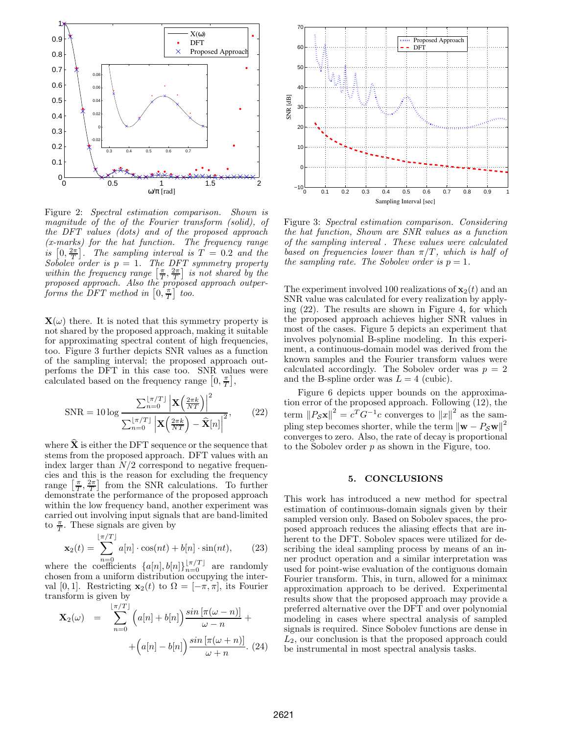Figure 2: *Spectral estimation comparison. Shown is magnitude of the of the Fourier transform (solid), of the DFT values (dots) and of the proposed approach (x-marks) for the hat function. The frequency range is* $\left[0, \frac{2\pi}{T}\right]$. *The sampling interval is* $T = 0.2$ *and the Sobolev order is* $p = 1$. *The DFT symmetry property within the frequency range* $\left[\frac{\pi}{T}, \frac{2\pi}{T}\right]$ *is not shared by the proposed approach. Also the proposed approach outperforms the DFT method in* $\left[0, \frac{\pi}{T}\right]$ *too.*

$\mathbf{X}(\omega)$ there. It is noted that this symmetry property is not shared by the proposed approach, making it suitable for approximating spectral content of high frequencies, too. Figure 3 further depicts SNR values as a function of the sampling interval; the proposed approach outperfoms the DFT in this case too. SNR values were calculated based on the frequency range $\left[0, \frac{\pi}{T}\right]$,

$$\text{SNR} = 10 \log \frac{\sum_{n=0}^{\lfloor \pi/T \rfloor} \left| \mathbf{X}\left(\frac{2\pi k}{NT}\right) \right|^2}{\sum_{n=0}^{\lfloor \pi/T \rfloor} \left| \mathbf{X}\left(\frac{2\pi k}{NT}\right) - \widehat{\mathbf{X}}[n] \right|^2}, \qquad (22)$$

where $\widehat{\mathbf{X}}$ is either the DFT sequence or the sequence that stems from the proposed approach. DFT values with an index larger than $N/2$ correspond to negative frequencies and this is the reason for excluding the frequency range $\left[\frac{\pi}{T}, \frac{2\pi}{T}\right]$ from the SNR calculations. To further demonstrate the performance of the proposed approach within the low frequency band, another experiment was carried out involving input signals that are band-limited to $\frac{\pi}{T}$. These signals are given by

$$\mathbf{x}_2(t) = \sum_{n=0}^{\lfloor \pi/T \rfloor} a[n] \cdot \cos(nt) + b[n] \cdot \sin(nt), \qquad (23)$$

where the coefficients $\{a[n], b[n]\}_{n=0}^{\lfloor \pi/T \rfloor}$ are randomly chosen from a uniform distribution occupying the interval $[0, 1]$. Restricting $\mathbf{x}_2(t)$ to $\Omega = [-\pi, \pi]$, its Fourier transform is given by

$$\mathbf{X}_2(\omega) = \sum_{n=0}^{\lfloor \pi/T \rfloor} \Big(a[n] + b[n]\Big) \frac{\sin\left[\pi(\omega - n)\right]}{\omega - n} + \Big(a[n] - b[n]\Big) \frac{\sin\left[\pi(\omega + n)\right]}{\omega + n}. \qquad (24)$$

Figure 3: *Spectral estimation comparison. Considering the hat function, Shown are SNR values as a function of the sampling interval . These values were calculated based on frequencies lower than* $\pi/T$, *which is half of the sampling rate. The Sobolev order is* $p = 1$.

The experiment involved 100 realizations of $\mathbf{x}_2(t)$ and an SNR value was calculated for every realization by applying (22). The results are shown in Figure 4, for which the proposed approach achieves higher SNR values in most of the cases. Figure 5 depicts an experiment that involves polynomial B-spline modeling. In this experiment, a continuous-domain model was derived from the known samples and the Fourier transform values were calculated accordingly. The Sobolev order was $p = 2$ and the B-spline order was $L = 4$ (cubic).

Figure 6 depicts upper bounds on the approximation error of the proposed approach. Following (12), the term $\|P_{\mathcal{S}}\mathbf{x}\|^2 = c^T G^{-1} c$ converges to $\|x\|^2$ as the sampling step becomes shorter, while the term $\|\mathbf{w} - P_{\mathcal{S}}\mathbf{w}\|^2$ converges to zero. Also, the rate of decay is proportional to the Sobolev order $p$ as shown in the Figure, too.

## 5. CONCLUSIONS

This work has introduced a new method for spectral estimation of continuous-domain signals given by their sampled version only. Based on Sobolev spaces, the proposed approach reduces the aliasing effects that are inherent to the DFT. Sobolev spaces were utilized for describing the ideal sampling process by means of an inner product operation and a similar interpretation was used for point-wise evaluation of the contiguous domain Fourier transform. This, in turn, allowed for a minimax approximation approach to be derived. Experimental results show that the proposed approach may provide a preferred alternative over the DFT and over polynomial modeling in cases where spectral analysis of sampled signals is required. Since Sobolev functions are dense in $L_2$, our conclusion is that the proposed approach could be instrumental in most spectral analysis tasks.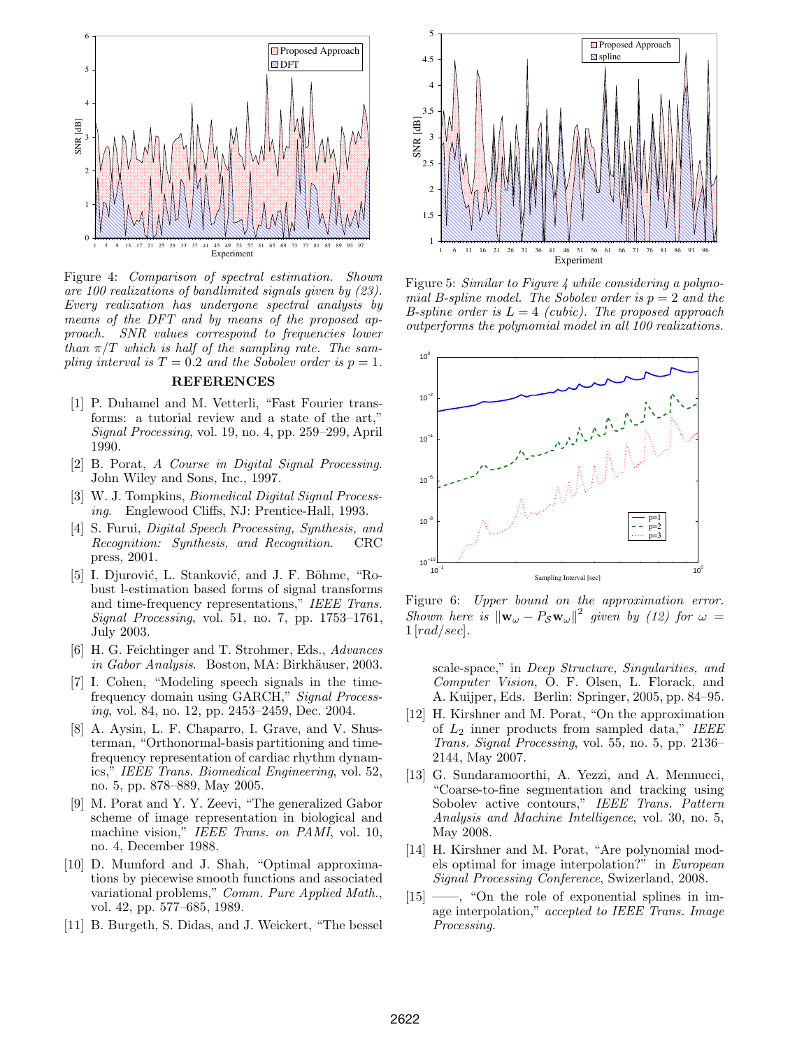6
5
4
3
2
1
0
SNR [dB]
Proposed Approach
DFT
1 5 9 13 17 21 25 29 33 37 41 45 49 53 57 61 65 69 73 77 81 85 89 93 97
Experiment

Figure 4: *Comparison of spectral estimation. Shown are 100 realizations of bandlimited signals given by (23). Every realization has undergone spectral analysis by means of the DFT and by means of the proposed approach. SNR values correspond to frequencies lower than $\pi/T$ which is half of the sampling rate. The sampling interval is $T = 0.2$ and the Sobolev order is $p = 1$.*

5
4.5
4
3.5
3
2.5
2
1.5
1
SNR [dB]
Proposed Approach
spline
1 6 11 16 21 26 31 36 41 46 51 56 61 66 71 76 81 86 91 96
Experiment

Figure 5: *Similar to Figure 4 while considering a polynomial B-spline model. The Sobolev order is $p = 2$ and the B-spline order is $L = 4$ (cubic). The proposed approach outperforms the polynomial model in all 100 realizations.*

$10^{0}$
$10^{-2}$
$10^{-4}$
$10^{-6}$
$10^{-8}$
$10^{-10}$
$10^{-1}$
$10^{0}$
p=1
p=2
p=3
Sampling Interval [sec]

Figure 6: *Upper bound on the approximation error. Shown here is $\|\mathbf{w}_\omega - P_{\mathcal{S}}\mathbf{w}_\omega\|^2$ given by (12) for $\omega = 1\,[rad/sec]$.*

## REFERENCES

[1] P. Duhamel and M. Vetterli, "Fast Fourier transforms: a tutorial review and a state of the art," *Signal Processing*, vol. 19, no. 4, pp. 259–299, April 1990.

[2] B. Porat, *A Course in Digital Signal Processing*. John Wiley and Sons, Inc., 1997.

[3] W. J. Tompkins, *Biomedical Digital Signal Processing*. Englewood Cliffs, NJ: Prentice-Hall, 1993.

[4] S. Furui, *Digital Speech Processing, Synthesis, and Recognition: Synthesis, and Recognition*. CRC press, 2001.

[5] I. Djurović, L. Stanković, and J. F. Böhme, "Robust l-estimation based forms of signal transforms and time-frequency representations," *IEEE Trans. Signal Processing*, vol. 51, no. 7, pp. 1753–1761, July 2003.

[6] H. G. Feichtinger and T. Strohmer, Eds., *Advances in Gabor Analysis*. Boston, MA: Birkhäuser, 2003.

[7] I. Cohen, "Modeling speech signals in the time-frequency domain using GARCH," *Signal Processing*, vol. 84, no. 12, pp. 2453–2459, Dec. 2004.

[8] A. Aysin, L. F. Chaparro, I. Grave, and V. Shusterman, "Orthonormal-basis partitioning and time-frequency representation of cardiac rhythm dynamics," *IEEE Trans. Biomedical Engineering*, vol. 52, no. 5, pp. 878–889, May 2005.

[9] M. Porat and Y. Y. Zeevi, "The generalized Gabor scheme of image representation in biological and machine vision," *IEEE Trans. on PAMI*, vol. 10, no. 4, December 1988.

[10] D. Mumford and J. Shah, "Optimal approximations by piecewise smooth functions and associated variational problems," *Comm. Pure Applied Math.*, vol. 42, pp. 577–685, 1989.

[11] B. Burgeth, S. Didas, and J. Weickert, "The bessel scale-space," in *Deep Structure, Singularities, and Computer Vision*, O. F. Olsen, L. Florack, and A. Kuijper, Eds. Berlin: Springer, 2005, pp. 84–95.

[12] H. Kirshner and M. Porat, "On the approximation of $L_2$ inner products from sampled data," *IEEE Trans. Signal Processing*, vol. 55, no. 5, pp. 2136–2144, May 2007.

[13] G. Sundaramoorthi, A. Yezzi, and A. Mennucci, "Coarse-to-fine segmentation and tracking using Sobolev active contours," *IEEE Trans. Pattern Analysis and Machine Intelligence*, vol. 30, no. 5, May 2008.

[14] H. Kirshner and M. Porat, "Are polynomial models optimal for image interpolation?" in *European Signal Processing Conference*, Swizerland, 2008.

[15] ——, "On the role of exponential splines in image interpolation," *accepted to IEEE Trans. Image Processing*.